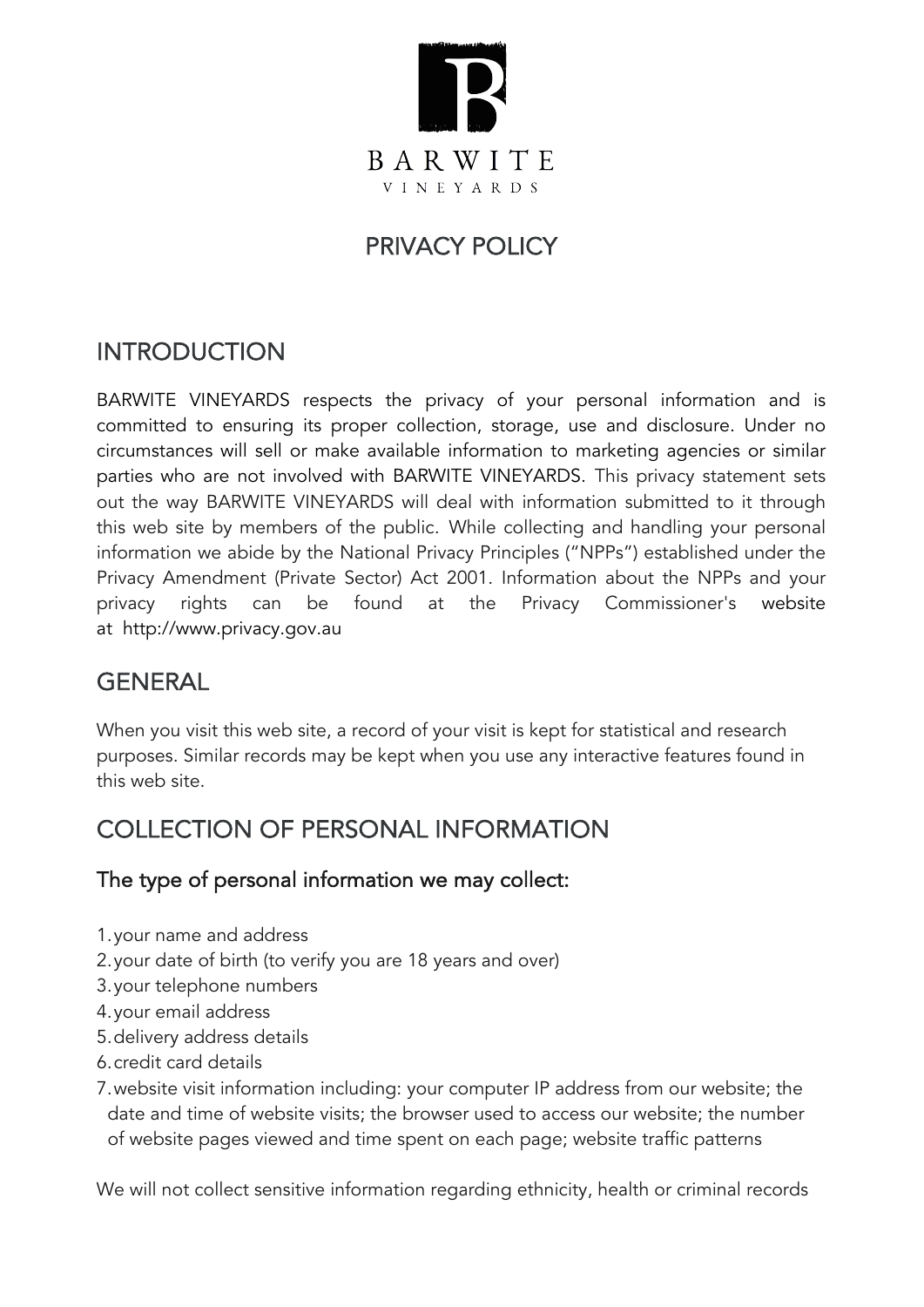BARWITE

VINEYARDS

# PRIVACY POLICY

## INTRODUCTION

BARWITE VINEYARDS respects the privacy of your personal information and is committed to ensuring its proper collection, storage, use and disclosure. Under no circumstances will sell or make available information to marketing agencies or similar parties who are not involved with BARWITE VINEYARDS. This privacy statement sets out the way BARWITE VINEYARDS will deal with information submitted to it through this web site by members of the public. While collecting and handling your personal information we abide by the National Privacy Principles ("NPPs") established under the Privacy Amendment (Private Sector) Act 2001. Information about the NPPs and your privacy rights can be found at the Privacy Commissioner's website at http://www.privacy.gov.au

## GENERAL

When you visit this web site, a record of your visit is kept for statistical and research purposes. Similar records may be kept when you use any interactive features found in this web site.

## COLLECTION OF PERSONAL INFORMATION

### The type of personal information we may collect:

1. your name and address
2. your date of birth (to verify you are 18 years and over)
3. your telephone numbers
4. your email address
5. delivery address details
6. credit card details
7. website visit information including: your computer IP address from our website; the date and time of website visits; the browser used to access our website; the number of website pages viewed and time spent on each page; website traffic patterns

We will not collect sensitive information regarding ethnicity, health or criminal records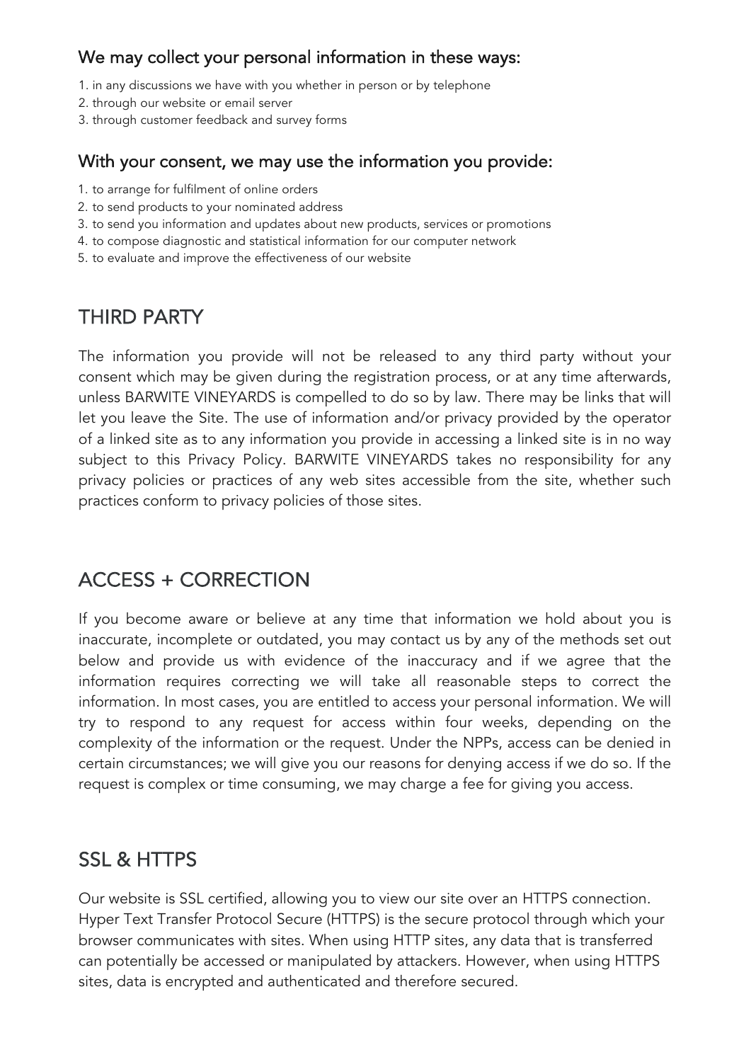### We may collect your personal information in these ways:

1. in any discussions we have with you whether in person or by telephone
2. through our website or email server
3. through customer feedback and survey forms

### With your consent, we may use the information you provide:

1. to arrange for fulfilment of online orders
2. to send products to your nominated address
3. to send you information and updates about new products, services or promotions
4. to compose diagnostic and statistical information for our computer network
5. to evaluate and improve the effectiveness of our website

## THIRD PARTY

The information you provide will not be released to any third party without your consent which may be given during the registration process, or at any time afterwards, unless BARWITE VINEYARDS is compelled to do so by law. There may be links that will let you leave the Site. The use of information and/or privacy provided by the operator of a linked site as to any information you provide in accessing a linked site is in no way subject to this Privacy Policy. BARWITE VINEYARDS takes no responsibility for any privacy policies or practices of any web sites accessible from the site, whether such practices conform to privacy policies of those sites.

## ACCESS + CORRECTION

If you become aware or believe at any time that information we hold about you is inaccurate, incomplete or outdated, you may contact us by any of the methods set out below and provide us with evidence of the inaccuracy and if we agree that the information requires correcting we will take all reasonable steps to correct the information. In most cases, you are entitled to access your personal information. We will try to respond to any request for access within four weeks, depending on the complexity of the information or the request. Under the NPPs, access can be denied in certain circumstances; we will give you our reasons for denying access if we do so. If the request is complex or time consuming, we may charge a fee for giving you access.

## SSL & HTTPS

Our website is SSL certified, allowing you to view our site over an HTTPS connection. Hyper Text Transfer Protocol Secure (HTTPS) is the secure protocol through which your browser communicates with sites. When using HTTP sites, any data that is transferred can potentially be accessed or manipulated by attackers. However, when using HTTPS sites, data is encrypted and authenticated and therefore secured.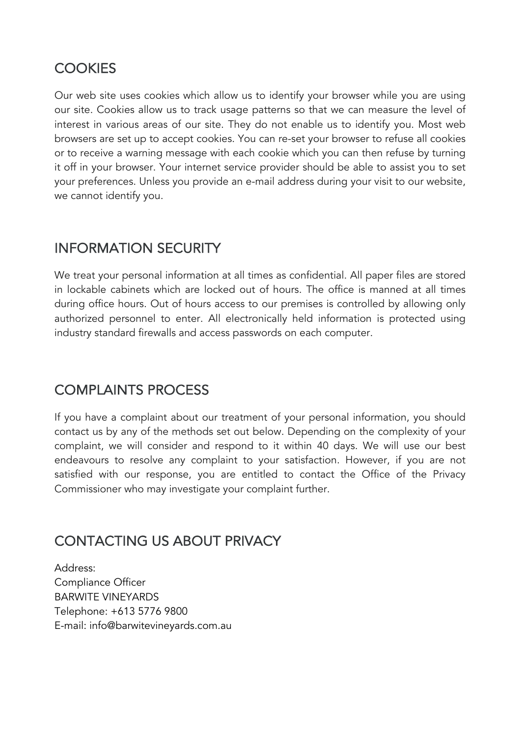## COOKIES

Our web site uses cookies which allow us to identify your browser while you are using our site. Cookies allow us to track usage patterns so that we can measure the level of interest in various areas of our site. They do not enable us to identify you. Most web browsers are set up to accept cookies. You can re-set your browser to refuse all cookies or to receive a warning message with each cookie which you can then refuse by turning it off in your browser. Your internet service provider should be able to assist you to set your preferences. Unless you provide an e-mail address during your visit to our website, we cannot identify you.

## INFORMATION SECURITY

We treat your personal information at all times as confidential. All paper files are stored in lockable cabinets which are locked out of hours. The office is manned at all times during office hours. Out of hours access to our premises is controlled by allowing only authorized personnel to enter. All electronically held information is protected using industry standard firewalls and access passwords on each computer.

## COMPLAINTS PROCESS

If you have a complaint about our treatment of your personal information, you should contact us by any of the methods set out below. Depending on the complexity of your complaint, we will consider and respond to it within 40 days. We will use our best endeavours to resolve any complaint to your satisfaction. However, if you are not satisfied with our response, you are entitled to contact the Office of the Privacy Commissioner who may investigate your complaint further.

## CONTACTING US ABOUT PRIVACY

Address:
Compliance Officer
BARWITE VINEYARDS
Telephone: +613 5776 9800
E-mail: info@barwitevineyards.com.au